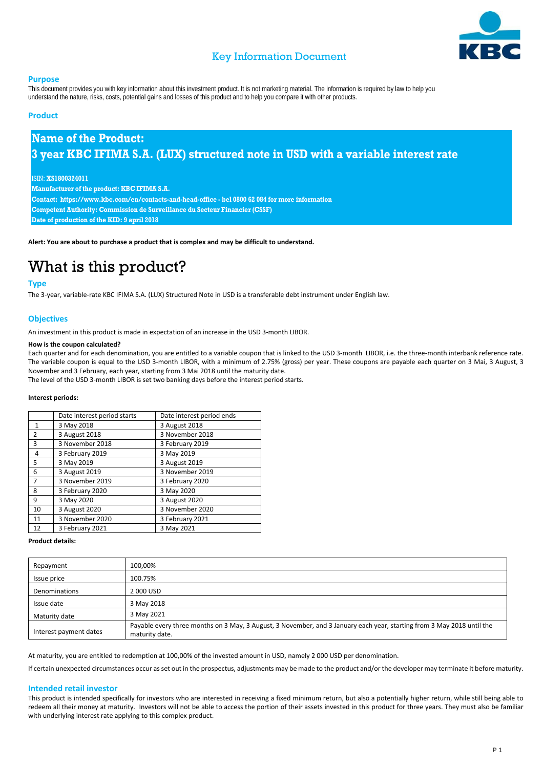# Key Information Document

## Purpose

This document provides you with key information about this investment product. It is not marketing material. The information is required by law to help you understand the nature, risks, costs, potential gains and losses of this product and to help you compare it with other products.

## Product

**Name of the Product:**
**3 year KBC IFIMA S.A. (LUX) structured note in USD with a variable interest rate**

ISIN: **XS1800324011**
**Manufacturer of the product: KBC IFIMA S.A.**
**Contact: https://www.kbc.com/en/contacts-and-head-office - bel 0800 62 084 for more information**
**Competent Authority: Commission de Surveillance du Secteur Financier (CSSF)**
**Date of production of the KID: 9 april 2018**

**Alert: You are about to purchase a product that is complex and may be difficult to understand.**

# What is this product?

## Type

The 3-year, variable-rate KBC IFIMA S.A. (LUX) Structured Note in USD is a transferable debt instrument under English law.

## Objectives

An investment in this product is made in expectation of an increase in the USD 3-month LIBOR.

**How is the coupon calculated?**

Each quarter and for each denomination, you are entitled to a variable coupon that is linked to the USD 3-month LIBOR, i.e. the three-month interbank reference rate. The variable coupon is equal to the USD 3-month LIBOR, with a minimum of 2.75% (gross) per year. These coupons are payable each quarter on 3 Mai, 3 August, 3 November and 3 February, each year, starting from 3 Mai 2018 until the maturity date.
The level of the USD 3-month LIBOR is set two banking days before the interest period starts.

**Interest periods:**

| | Date interest period starts | Date interest period ends |
|---|---|---|
| 1 | 3 May 2018 | 3 August 2018 |
| 2 | 3 August 2018 | 3 November 2018 |
| 3 | 3 November 2018 | 3 February 2019 |
| 4 | 3 February 2019 | 3 May 2019 |
| 5 | 3 May 2019 | 3 August 2019 |
| 6 | 3 August 2019 | 3 November 2019 |
| 7 | 3 November 2019 | 3 February 2020 |
| 8 | 3 February 2020 | 3 May 2020 |
| 9 | 3 May 2020 | 3 August 2020 |
| 10 | 3 August 2020 | 3 November 2020 |
| 11 | 3 November 2020 | 3 February 2021 |
| 12 | 3 February 2021 | 3 May 2021 |

**Product details:**

| | |
|---|---|
| Repayment | 100,00% |
| Issue price | 100.75% |
| Denominations | 2 000 USD |
| Issue date | 3 May 2018 |
| Maturity date | 3 May 2021 |
| Interest payment dates | Payable every three months on 3 May, 3 August, 3 November, and 3 January each year, starting from 3 May 2018 until the maturity date. |

At maturity, you are entitled to redemption at 100,00% of the invested amount in USD, namely 2 000 USD per denomination.

If certain unexpected circumstances occur as set out in the prospectus, adjustments may be made to the product and/or the developer may terminate it before maturity.

## Intended retail investor

This product is intended specifically for investors who are interested in receiving a fixed minimum return, but also a potentially higher return, while still being able to redeem all their money at maturity. Investors will not be able to access the portion of their assets invested in this product for three years. They must also be familiar with underlying interest rate applying to this complex product.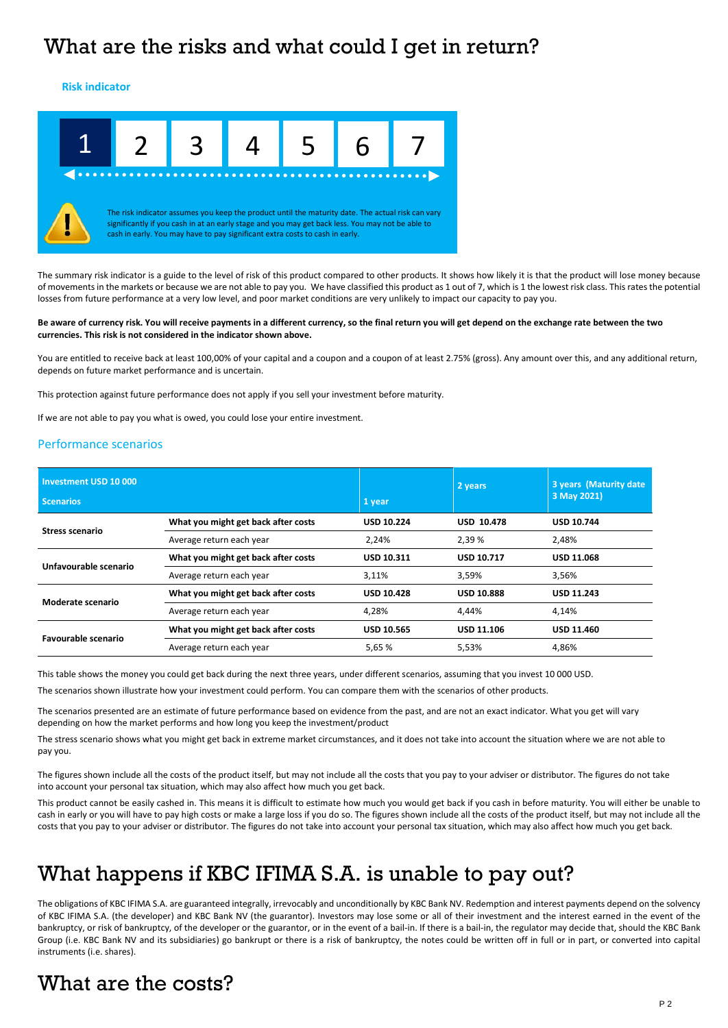# What are the risks and what could I get in return?

### Risk indicator

| 1 | 2 | 3 | 4 | 5 | 6 | 7 |
|---|---|---|---|---|---|---|

The risk indicator assumes you keep the product until the maturity date. The actual risk can vary significantly if you cash in at an early stage and you may get back less. You may not be able to cash in early. You may have to pay significant extra costs to cash in early.

The summary risk indicator is a guide to the level of risk of this product compared to other products. It shows how likely it is that the product will lose money because of movements in the markets or because we are not able to pay you. We have classified this product as 1 out of 7, which is 1 the lowest risk class. This rates the potential losses from future performance at a very low level, and poor market conditions are very unlikely to impact our capacity to pay you.

**Be aware of currency risk. You will receive payments in a different currency, so the final return you will get depend on the exchange rate between the two currencies. This risk is not considered in the indicator shown above.**

You are entitled to receive back at least 100,00% of your capital and a coupon and a coupon of at least 2.75% (gross). Any amount over this, and any additional return, depends on future market performance and is uncertain.

This protection against future performance does not apply if you sell your investment before maturity.

If we are not able to pay you what is owed, you could lose your entire investment.

## Performance scenarios

| Investment USD 10 000<br>Scenarios | | 1 year | 2 years | 3 years (Maturity date 3 May 2021) |
|---|---|---|---|---|
| **Stress scenario** | **What you might get back after costs** | **USD 10.224** | **USD 10.478** | **USD 10.744** |
| | Average return each year | 2,24% | 2,39 % | 2,48% |
| **Unfavourable scenario** | **What you might get back after costs** | **USD 10.311** | **USD 10.717** | **USD 11.068** |
| | Average return each year | 3,11% | 3,59% | 3,56% |
| **Moderate scenario** | **What you might get back after costs** | **USD 10.428** | **USD 10.888** | **USD 11.243** |
| | Average return each year | 4,28% | 4,44% | 4,14% |
| **Favourable scenario** | **What you might get back after costs** | **USD 10.565** | **USD 11.106** | **USD 11.460** |
| | Average return each year | 5,65 % | 5,53% | 4,86% |

This table shows the money you could get back during the next three years, under different scenarios, assuming that you invest 10 000 USD.

The scenarios shown illustrate how your investment could perform. You can compare them with the scenarios of other products.

The scenarios presented are an estimate of future performance based on evidence from the past, and are not an exact indicator. What you get will vary depending on how the market performs and how long you keep the investment/product

The stress scenario shows what you might get back in extreme market circumstances, and it does not take into account the situation where we are not able to pay you.

The figures shown include all the costs of the product itself, but may not include all the costs that you pay to your adviser or distributor. The figures do not take into account your personal tax situation, which may also affect how much you get back.

This product cannot be easily cashed in. This means it is difficult to estimate how much you would get back if you cash in before maturity. You will either be unable to cash in early or you will have to pay high costs or make a large loss if you do so. The figures shown include all the costs of the product itself, but may not include all the costs that you pay to your adviser or distributor. The figures do not take into account your personal tax situation, which may also affect how much you get back.

# What happens if KBC IFIMA S.A. is unable to pay out?

The obligations of KBC IFIMA S.A. are guaranteed integrally, irrevocably and unconditionally by KBC Bank NV. Redemption and interest payments depend on the solvency of KBC IFIMA S.A. (the developer) and KBC Bank NV (the guarantor). Investors may lose some or all of their investment and the interest earned in the event of the bankruptcy, or risk of bankruptcy, of the developer or the guarantor, or in the event of a bail-in. If there is a bail-in, the regulator may decide that, should the KBC Bank Group (i.e. KBC Bank NV and its subsidiaries) go bankrupt or there is a risk of bankruptcy, the notes could be written off in full or in part, or converted into capital instruments (i.e. shares).

# What are the costs?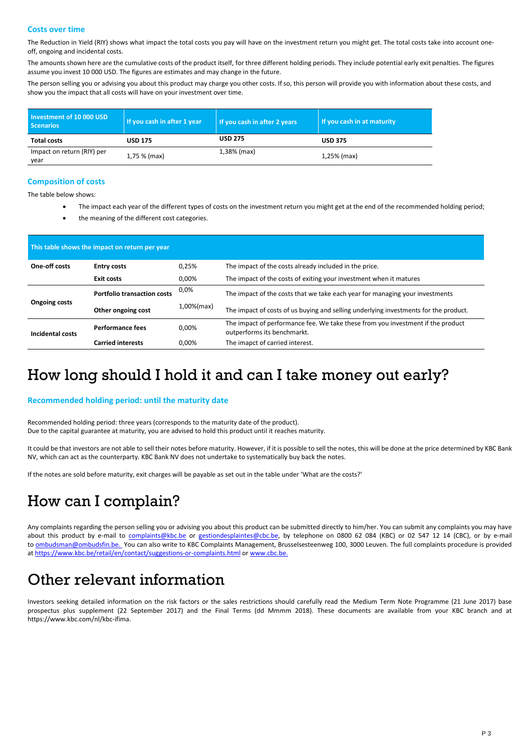### Costs over time

The Reduction in Yield (RIY) shows what impact the total costs you pay will have on the investment return you might get. The total costs take into account one-off, ongoing and incidental costs.

The amounts shown here are the cumulative costs of the product itself, for three different holding periods. They include potential early exit penalties. The figures assume you invest 10 000 USD. The figures are estimates and may change in the future.

The person selling you or advising you about this product may charge you other costs. If so, this person will provide you with information about these costs, and show you the impact that all costs will have on your investment over time.

| Investment of 10 000 USD Scenarios | If you cash in after 1 year | If you cash in after 2 years | If you cash in at maturity |
|---|---|---|---|
| **Total costs** | **USD 175** | **USD 275** | **USD 375** |
| Impact on return (RIY) per year | 1,75 % (max) | 1,38% (max) | 1,25% (max) |

### Composition of costs

The table below shows:

- The impact each year of the different types of costs on the investment return you might get at the end of the recommended holding period;
- the meaning of the different cost categories.

| This table shows the impact on return per year | | | |
|---|---|---|---|
| **One-off costs** | **Entry costs** | 0,25% | The impact of the costs already included in the price. |
| | **Exit costs** | 0,00% | The impact of the costs of exiting your investment when it matures |
| **Ongoing costs** | **Portfolio transaction costs** | 0,0% | The impact of the costs that we take each year for managing your investments |
| | **Other ongoing cost** | 1,00%(max) | The impact of costs of us buying and selling underlying investments for the product. |
| **Incidental costs** | **Performance fees** | 0,00% | The impact of performance fee. We take these from you investment if the product outperforms its benchmarkt. |
| | **Carried interests** | 0,00% | The imapct of carried interest. |

# How long should I hold it and can I take money out early?

### Recommended holding period: until the maturity date

Recommended holding period: three years (corresponds to the maturity date of the product).
Due to the capital guarantee at maturity, you are advised to hold this product until it reaches maturity.

It could be that investors are not able to sell their notes before maturity. However, if it is possible to sell the notes, this will be done at the price determined by KBC Bank NV, which can act as the counterparty. KBC Bank NV does not undertake to systematically buy back the notes.

If the notes are sold before maturity, exit charges will be payable as set out in the table under 'What are the costs?'

# How can I complain?

Any complaints regarding the person selling you or advising you about this product can be submitted directly to him/her. You can submit any complaints you may have about this product by e-mail to complaints@kbc.be or gestiondesplaintes@cbc.be, by telephone on 0800 62 084 (KBC) or 02 547 12 14 (CBC), or by e-mail to ombudsman@ombudsfin.be. You can also write to KBC Complaints Management, Brusselsesteenweg 100, 3000 Leuven. The full complaints procedure is provided at https://www.kbc.be/retail/en/contact/suggestions-or-complaints.html or www.cbc.be.

# Other relevant information

Investors seeking detailed information on the risk factors or the sales restrictions should carefully read the Medium Term Note Programme (21 June 2017) base prospectus plus supplement (22 September 2017) and the Final Terms (dd Mmmm 2018). These documents are available from your KBC branch and at https://www.kbc.com/nl/kbc-ifima.